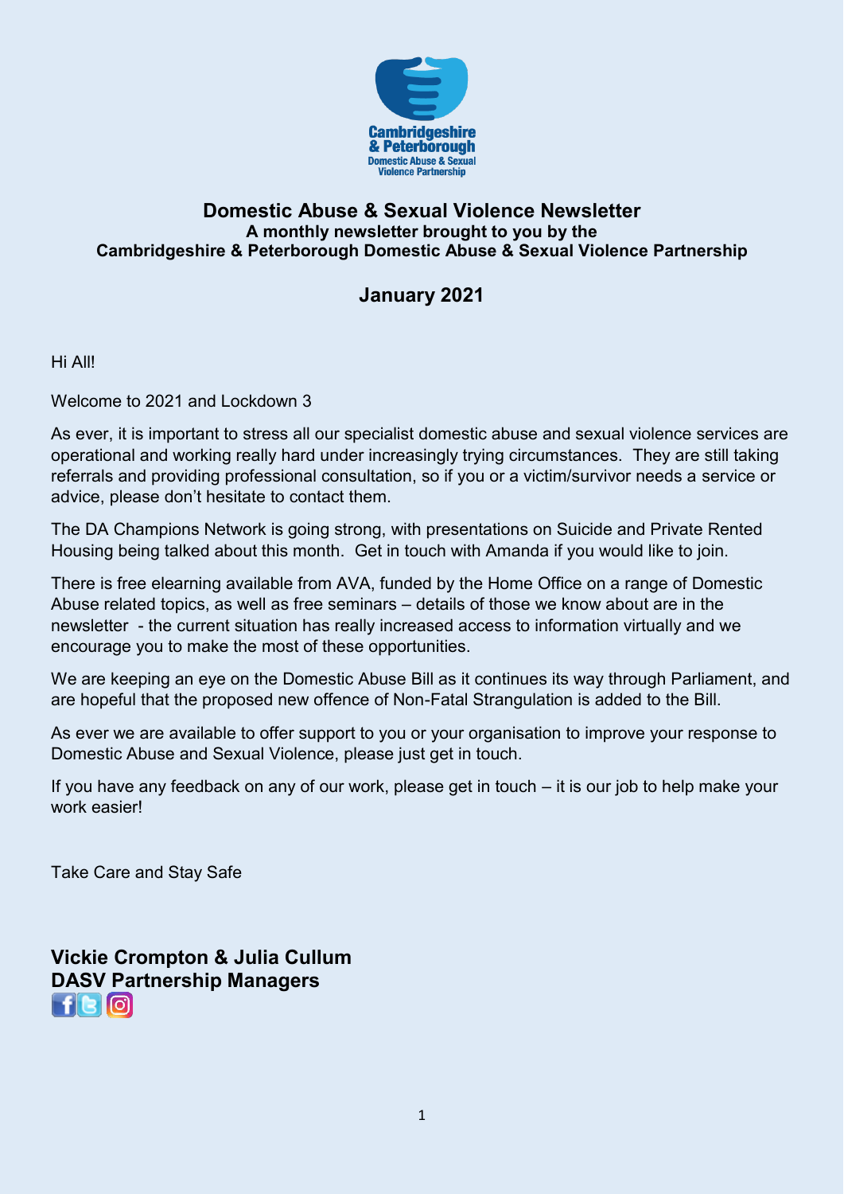# Domestic Abuse & Sexual Violence Newsletter

**A monthly newsletter brought to you by the**
**Cambridgeshire & Peterborough Domestic Abuse & Sexual Violence Partnership**

## January 2021

Hi All!

Welcome to 2021 and Lockdown 3

As ever, it is important to stress all our specialist domestic abuse and sexual violence services are operational and working really hard under increasingly trying circumstances. They are still taking referrals and providing professional consultation, so if you or a victim/survivor needs a service or advice, please don't hesitate to contact them.

The DA Champions Network is going strong, with presentations on Suicide and Private Rented Housing being talked about this month. Get in touch with Amanda if you would like to join.

There is free elearning available from AVA, funded by the Home Office on a range of Domestic Abuse related topics, as well as free seminars – details of those we know about are in the newsletter - the current situation has really increased access to information virtually and we encourage you to make the most of these opportunities.

We are keeping an eye on the Domestic Abuse Bill as it continues its way through Parliament, and are hopeful that the proposed new offence of Non-Fatal Strangulation is added to the Bill.

As ever we are available to offer support to you or your organisation to improve your response to Domestic Abuse and Sexual Violence, please just get in touch.

If you have any feedback on any of our work, please get in touch – it is our job to help make your work easier!

Take Care and Stay Safe

**Vickie Crompton & Julia Cullum**
**DASV Partnership Managers**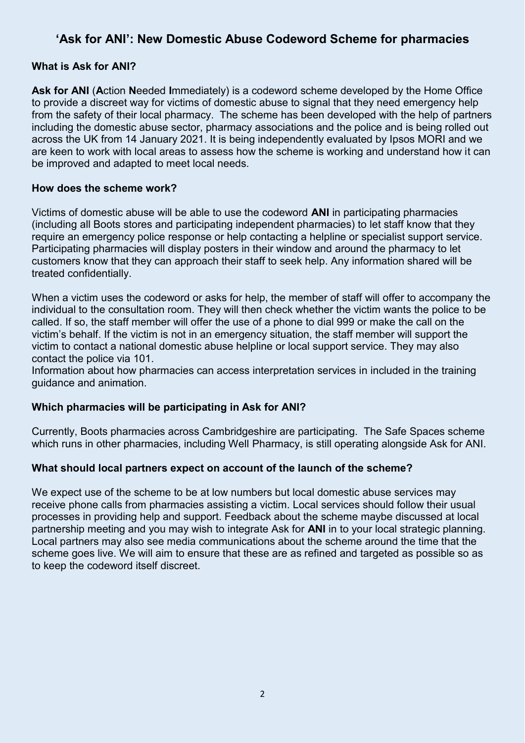## 'Ask for ANI': New Domestic Abuse Codeword Scheme for pharmacies

### What is Ask for ANI?

**Ask for ANI** (**A**ction **N**eeded **I**mmediately) is a codeword scheme developed by the Home Office to provide a discreet way for victims of domestic abuse to signal that they need emergency help from the safety of their local pharmacy. The scheme has been developed with the help of partners including the domestic abuse sector, pharmacy associations and the police and is being rolled out across the UK from 14 January 2021. It is being independently evaluated by Ipsos MORI and we are keen to work with local areas to assess how the scheme is working and understand how it can be improved and adapted to meet local needs.

### How does the scheme work?

Victims of domestic abuse will be able to use the codeword **ANI** in participating pharmacies (including all Boots stores and participating independent pharmacies) to let staff know that they require an emergency police response or help contacting a helpline or specialist support service. Participating pharmacies will display posters in their window and around the pharmacy to let customers know that they can approach their staff to seek help. Any information shared will be treated confidentially.

When a victim uses the codeword or asks for help, the member of staff will offer to accompany the individual to the consultation room. They will then check whether the victim wants the police to be called. If so, the staff member will offer the use of a phone to dial 999 or make the call on the victim's behalf. If the victim is not in an emergency situation, the staff member will support the victim to contact a national domestic abuse helpline or local support service. They may also contact the police via 101.
Information about how pharmacies can access interpretation services in included in the training guidance and animation.

### Which pharmacies will be participating in Ask for ANI?

Currently, Boots pharmacies across Cambridgeshire are participating. The Safe Spaces scheme which runs in other pharmacies, including Well Pharmacy, is still operating alongside Ask for ANI.

### What should local partners expect on account of the launch of the scheme?

We expect use of the scheme to be at low numbers but local domestic abuse services may receive phone calls from pharmacies assisting a victim. Local services should follow their usual processes in providing help and support. Feedback about the scheme maybe discussed at local partnership meeting and you may wish to integrate Ask for **ANI** in to your local strategic planning. Local partners may also see media communications about the scheme around the time that the scheme goes live. We will aim to ensure that these are as refined and targeted as possible so as to keep the codeword itself discreet.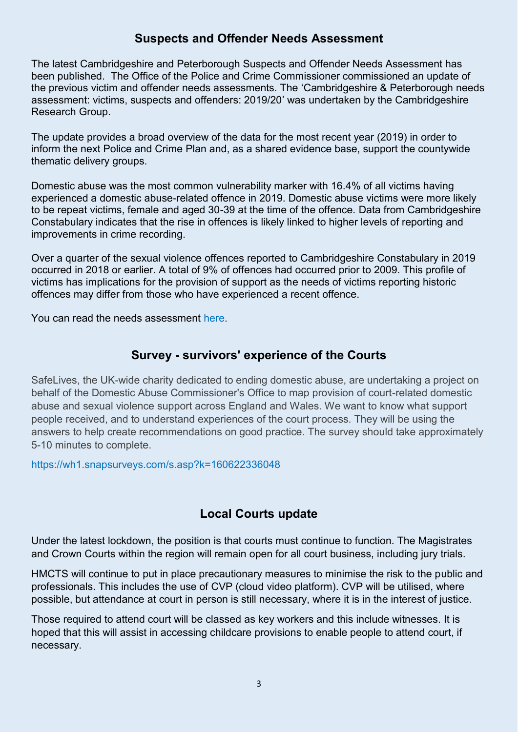## Suspects and Offender Needs Assessment

The latest Cambridgeshire and Peterborough Suspects and Offender Needs Assessment has been published. The Office of the Police and Crime Commissioner commissioned an update of the previous victim and offender needs assessments. The 'Cambridgeshire & Peterborough needs assessment: victims, suspects and offenders: 2019/20' was undertaken by the Cambridgeshire Research Group.

The update provides a broad overview of the data for the most recent year (2019) in order to inform the next Police and Crime Plan and, as a shared evidence base, support the countywide thematic delivery groups.

Domestic abuse was the most common vulnerability marker with 16.4% of all victims having experienced a domestic abuse-related offence in 2019. Domestic abuse victims were more likely to be repeat victims, female and aged 30-39 at the time of the offence. Data from Cambridgeshire Constabulary indicates that the rise in offences is likely linked to higher levels of reporting and improvements in crime recording.

Over a quarter of the sexual violence offences reported to Cambridgeshire Constabulary in 2019 occurred in 2018 or earlier. A total of 9% of offences had occurred prior to 2009. This profile of victims has implications for the provision of support as the needs of victims reporting historic offences may differ from those who have experienced a recent offence.

You can read the needs assessment here.

## Survey - survivors' experience of the Courts

SafeLives, the UK-wide charity dedicated to ending domestic abuse, are undertaking a project on behalf of the Domestic Abuse Commissioner's Office to map provision of court-related domestic abuse and sexual violence support across England and Wales. We want to know what support people received, and to understand experiences of the court process. They will be using the answers to help create recommendations on good practice. The survey should take approximately 5-10 minutes to complete.

https://wh1.snapsurveys.com/s.asp?k=160622336048

## Local Courts update

Under the latest lockdown, the position is that courts must continue to function. The Magistrates and Crown Courts within the region will remain open for all court business, including jury trials.

HMCTS will continue to put in place precautionary measures to minimise the risk to the public and professionals. This includes the use of CVP (cloud video platform). CVP will be utilised, where possible, but attendance at court in person is still necessary, where it is in the interest of justice.

Those required to attend court will be classed as key workers and this include witnesses. It is hoped that this will assist in accessing childcare provisions to enable people to attend court, if necessary.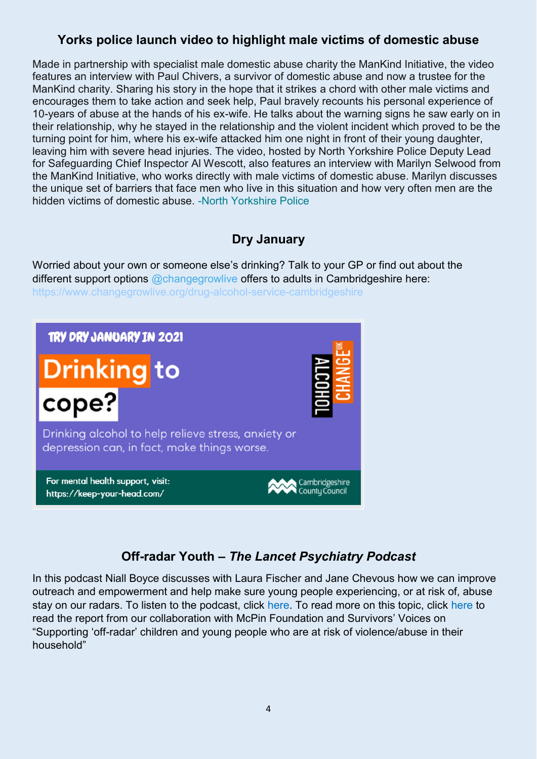## Yorks police launch video to highlight male victims of domestic abuse

Made in partnership with specialist male domestic abuse charity the ManKind Initiative, the video features an interview with Paul Chivers, a survivor of domestic abuse and now a trustee for the ManKind charity. Sharing his story in the hope that it strikes a chord with other male victims and encourages them to take action and seek help, Paul bravely recounts his personal experience of 10-years of abuse at the hands of his ex-wife. He talks about the warning signs he saw early on in their relationship, why he stayed in the relationship and the violent incident which proved to be the turning point for him, where his ex-wife attacked him one night in front of their young daughter, leaving him with severe head injuries. The video, hosted by North Yorkshire Police Deputy Lead for Safeguarding Chief Inspector Al Wescott, also features an interview with Marilyn Selwood from the ManKind Initiative, who works directly with male victims of domestic abuse. Marilyn discusses the unique set of barriers that face men who live in this situation and how very often men are the hidden victims of domestic abuse. -North Yorkshire Police

## Dry January

Worried about your own or someone else's drinking? Talk to your GP or find out about the different support options @changegrowlive offers to adults in Cambridgeshire here: https://www.changegrowlive.org/drug-alcohol-service-cambridgeshire

TRY DRY JANUARY IN 2021

**Drinking to cope?**

Drinking alcohol to help relieve stress, anxiety or depression can, in fact, make things worse.

ALCOHOL CHANGE UK

For mental health support, visit: https://keep-your-head.com/

Cambridgeshire County Council

## Off-radar Youth – *The Lancet Psychiatry Podcast*

In this podcast Niall Boyce discusses with Laura Fischer and Jane Chevous how we can improve outreach and empowerment and help make sure young people experiencing, or at risk of, abuse stay on our radars. To listen to the podcast, click here. To read more on this topic, click here to read the report from our collaboration with McPin Foundation and Survivors' Voices on "Supporting 'off-radar' children and young people who are at risk of violence/abuse in their household"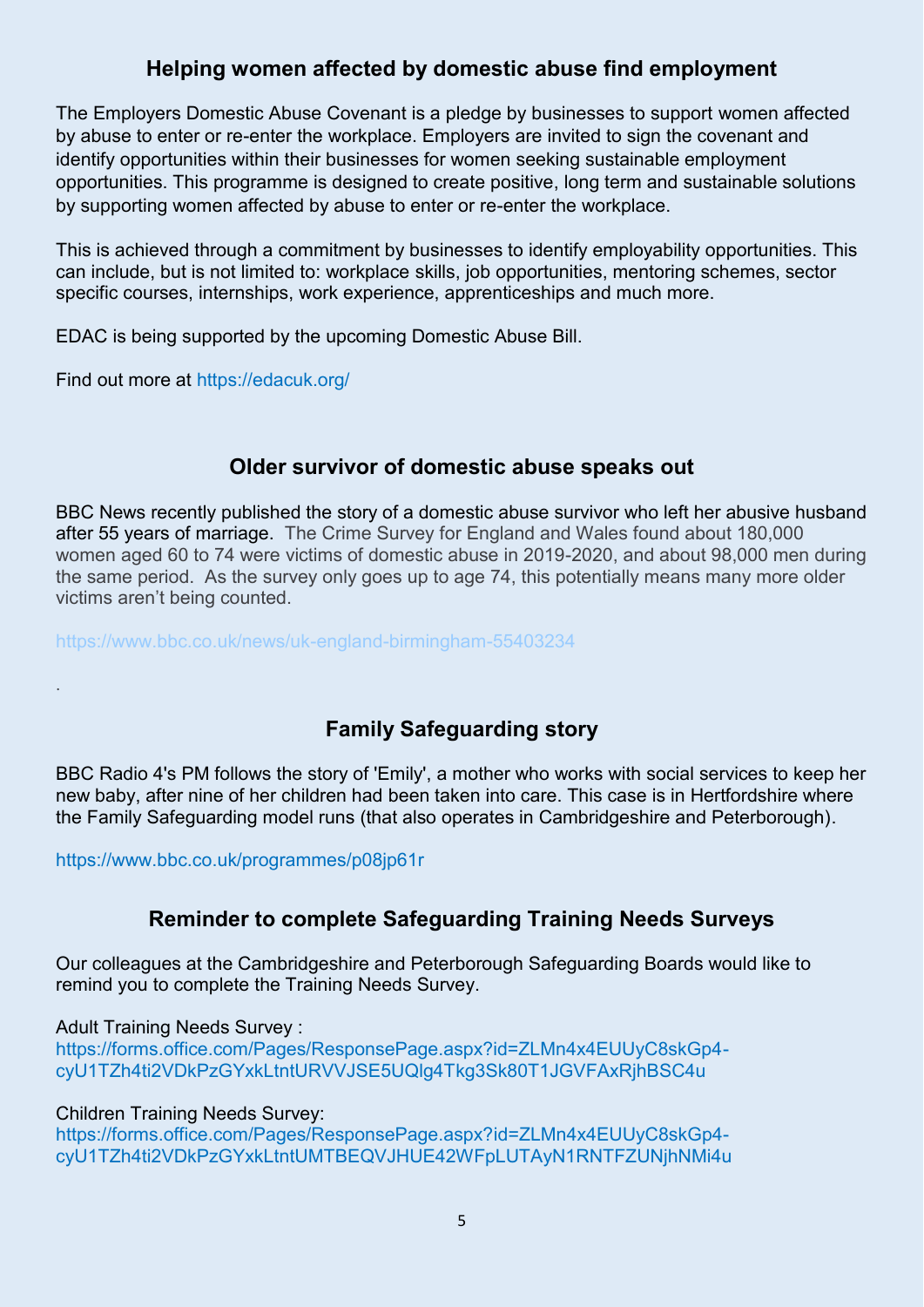## Helping women affected by domestic abuse find employment

The Employers Domestic Abuse Covenant is a pledge by businesses to support women affected by abuse to enter or re-enter the workplace. Employers are invited to sign the covenant and identify opportunities within their businesses for women seeking sustainable employment opportunities. This programme is designed to create positive, long term and sustainable solutions by supporting women affected by abuse to enter or re-enter the workplace.

This is achieved through a commitment by businesses to identify employability opportunities. This can include, but is not limited to: workplace skills, job opportunities, mentoring schemes, sector specific courses, internships, work experience, apprenticeships and much more.

EDAC is being supported by the upcoming Domestic Abuse Bill.

Find out more at https://edacuk.org/

## Older survivor of domestic abuse speaks out

BBC News recently published the story of a domestic abuse survivor who left her abusive husband after 55 years of marriage. The Crime Survey for England and Wales found about 180,000 women aged 60 to 74 were victims of domestic abuse in 2019-2020, and about 98,000 men during the same period. As the survey only goes up to age 74, this potentially means many more older victims aren't being counted.

https://www.bbc.co.uk/news/uk-england-birmingham-55403234

.

## Family Safeguarding story

BBC Radio 4's PM follows the story of 'Emily', a mother who works with social services to keep her new baby, after nine of her children had been taken into care. This case is in Hertfordshire where the Family Safeguarding model runs (that also operates in Cambridgeshire and Peterborough).

https://www.bbc.co.uk/programmes/p08jp61r

## Reminder to complete Safeguarding Training Needs Surveys

Our colleagues at the Cambridgeshire and Peterborough Safeguarding Boards would like to remind you to complete the Training Needs Survey.

Adult Training Needs Survey :
https://forms.office.com/Pages/ResponsePage.aspx?id=ZLMn4x4EUUyC8skGp4-cyU1TZh4ti2VDkPzGYxkLtntURVVJSE5UQlg4Tkg3Sk80T1JGVFAxRjhBSC4u

Children Training Needs Survey:
https://forms.office.com/Pages/ResponsePage.aspx?id=ZLMn4x4EUUyC8skGp4-cyU1TZh4ti2VDkPzGYxkLtntUMTBEQVJHUE42WFpLUTAyN1RNTFZUNjhNMi4u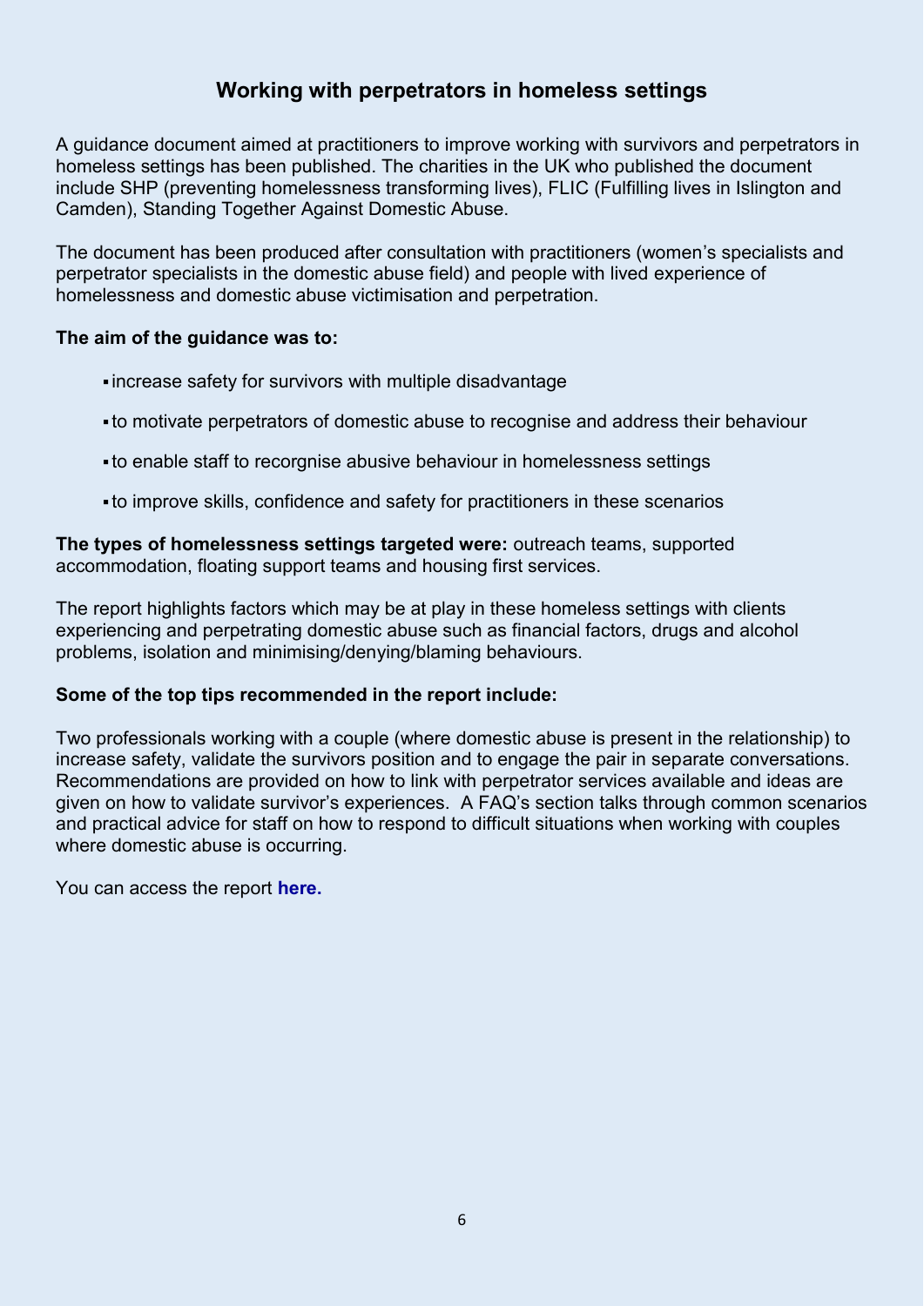## Working with perpetrators in homeless settings

A guidance document aimed at practitioners to improve working with survivors and perpetrators in homeless settings has been published. The charities in the UK who published the document include SHP (preventing homelessness transforming lives), FLIC (Fulfilling lives in Islington and Camden), Standing Together Against Domestic Abuse.

The document has been produced after consultation with practitioners (women's specialists and perpetrator specialists in the domestic abuse field) and people with lived experience of homelessness and domestic abuse victimisation and perpetration.

**The aim of the guidance was to:**

- increase safety for survivors with multiple disadvantage
- to motivate perpetrators of domestic abuse to recognise and address their behaviour
- to enable staff to recorgnise abusive behaviour in homelessness settings
- to improve skills, confidence and safety for practitioners in these scenarios

**The types of homelessness settings targeted were:** outreach teams, supported accommodation, floating support teams and housing first services.

The report highlights factors which may be at play in these homeless settings with clients experiencing and perpetrating domestic abuse such as financial factors, drugs and alcohol problems, isolation and minimising/denying/blaming behaviours.

**Some of the top tips recommended in the report include:**

Two professionals working with a couple (where domestic abuse is present in the relationship) to increase safety, validate the survivors position and to engage the pair in separate conversations. Recommendations are provided on how to link with perpetrator services available and ideas are given on how to validate survivor's experiences. A FAQ's section talks through common scenarios and practical advice for staff on how to respond to difficult situations when working with couples where domestic abuse is occurring.

You can access the report **here.**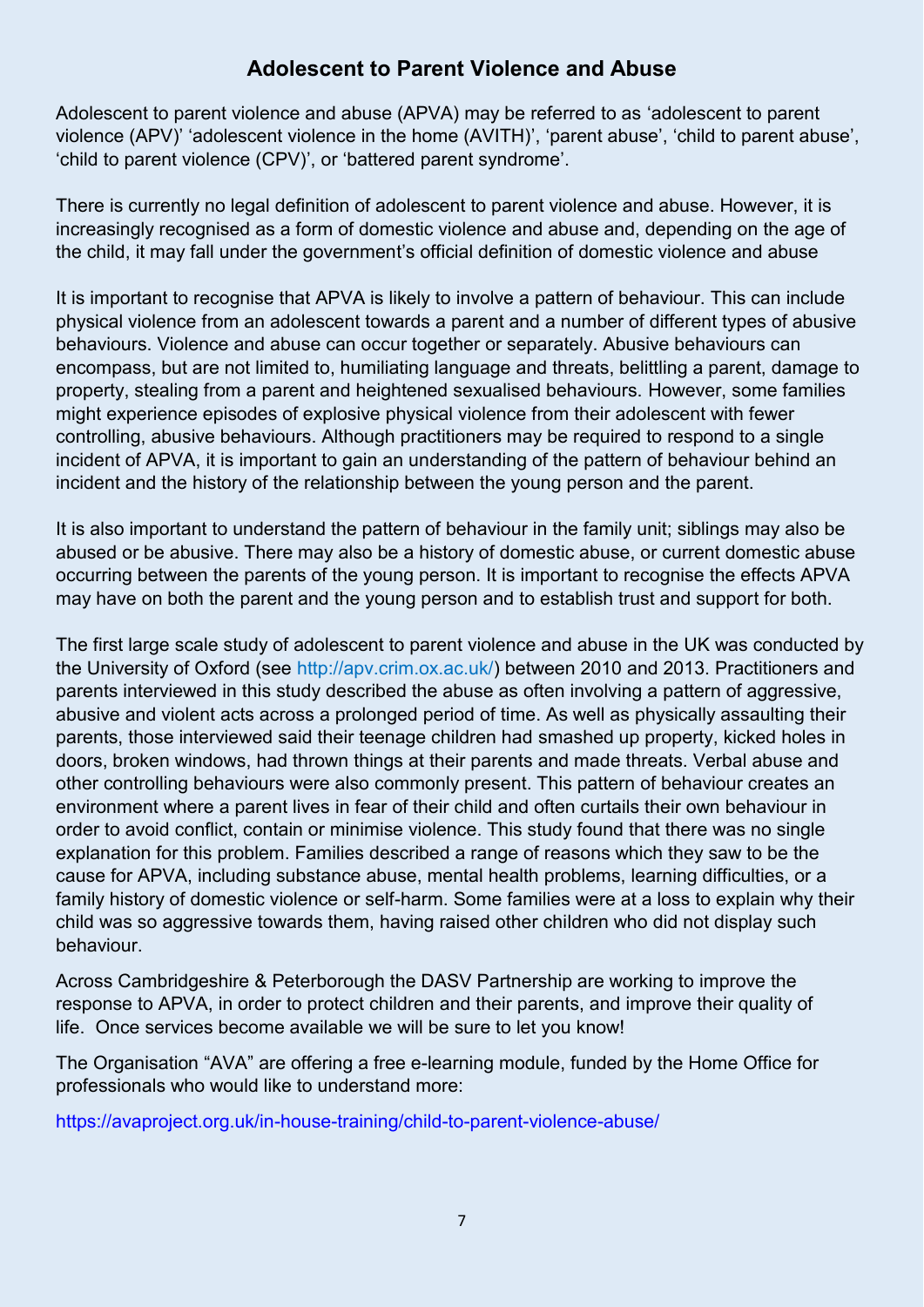## Adolescent to Parent Violence and Abuse

Adolescent to parent violence and abuse (APVA) may be referred to as 'adolescent to parent violence (APV)' 'adolescent violence in the home (AVITH)', 'parent abuse', 'child to parent abuse', 'child to parent violence (CPV)', or 'battered parent syndrome'.

There is currently no legal definition of adolescent to parent violence and abuse. However, it is increasingly recognised as a form of domestic violence and abuse and, depending on the age of the child, it may fall under the government's official definition of domestic violence and abuse

It is important to recognise that APVA is likely to involve a pattern of behaviour. This can include physical violence from an adolescent towards a parent and a number of different types of abusive behaviours. Violence and abuse can occur together or separately. Abusive behaviours can encompass, but are not limited to, humiliating language and threats, belittling a parent, damage to property, stealing from a parent and heightened sexualised behaviours. However, some families might experience episodes of explosive physical violence from their adolescent with fewer controlling, abusive behaviours. Although practitioners may be required to respond to a single incident of APVA, it is important to gain an understanding of the pattern of behaviour behind an incident and the history of the relationship between the young person and the parent.

It is also important to understand the pattern of behaviour in the family unit; siblings may also be abused or be abusive. There may also be a history of domestic abuse, or current domestic abuse occurring between the parents of the young person. It is important to recognise the effects APVA may have on both the parent and the young person and to establish trust and support for both.

The first large scale study of adolescent to parent violence and abuse in the UK was conducted by the University of Oxford (see http://apv.crim.ox.ac.uk/) between 2010 and 2013. Practitioners and parents interviewed in this study described the abuse as often involving a pattern of aggressive, abusive and violent acts across a prolonged period of time. As well as physically assaulting their parents, those interviewed said their teenage children had smashed up property, kicked holes in doors, broken windows, had thrown things at their parents and made threats. Verbal abuse and other controlling behaviours were also commonly present. This pattern of behaviour creates an environment where a parent lives in fear of their child and often curtails their own behaviour in order to avoid conflict, contain or minimise violence. This study found that there was no single explanation for this problem. Families described a range of reasons which they saw to be the cause for APVA, including substance abuse, mental health problems, learning difficulties, or a family history of domestic violence or self-harm. Some families were at a loss to explain why their child was so aggressive towards them, having raised other children who did not display such behaviour.

Across Cambridgeshire & Peterborough the DASV Partnership are working to improve the response to APVA, in order to protect children and their parents, and improve their quality of life. Once services become available we will be sure to let you know!

The Organisation "AVA" are offering a free e-learning module, funded by the Home Office for professionals who would like to understand more:

https://avaproject.org.uk/in-house-training/child-to-parent-violence-abuse/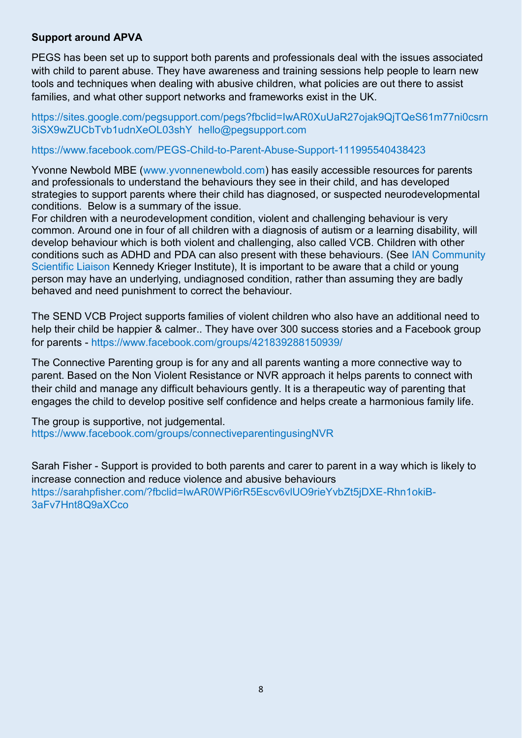**Support around APVA**

PEGS has been set up to support both parents and professionals deal with the issues associated with child to parent abuse. They have awareness and training sessions help people to learn new tools and techniques when dealing with abusive children, what policies are out there to assist families, and what other support networks and frameworks exist in the UK.

https://sites.google.com/pegsupport.com/pegs?fbclid=IwAR0XuUaR27ojak9QjTQeS61m77ni0csrn3iSX9wZUCbTvb1udnXeOL03shY hello@pegsupport.com

https://www.facebook.com/PEGS-Child-to-Parent-Abuse-Support-111995540438423

Yvonne Newbold MBE (www.yvonnenewbold.com) has easily accessible resources for parents and professionals to understand the behaviours they see in their child, and has developed strategies to support parents where their child has diagnosed, or suspected neurodevelopmental conditions. Below is a summary of the issue.
For children with a neurodevelopment condition, violent and challenging behaviour is very common. Around one in four of all children with a diagnosis of autism or a learning disability, will develop behaviour which is both violent and challenging, also called VCB. Children with other conditions such as ADHD and PDA can also present with these behaviours. (See IAN Community Scientific Liaison Kennedy Krieger Institute), It is important to be aware that a child or young person may have an underlying, undiagnosed condition, rather than assuming they are badly behaved and need punishment to correct the behaviour.

The SEND VCB Project supports families of violent children who also have an additional need to help their child be happier & calmer.. They have over 300 success stories and a Facebook group for parents - https://www.facebook.com/groups/421839288150939/

The Connective Parenting group is for any and all parents wanting a more connective way to parent. Based on the Non Violent Resistance or NVR approach it helps parents to connect with their child and manage any difficult behaviours gently. It is a therapeutic way of parenting that engages the child to develop positive self confidence and helps create a harmonious family life.

The group is supportive, not judgemental.
https://www.facebook.com/groups/connectiveparentingusingNVR

Sarah Fisher - Support is provided to both parents and carer to parent in a way which is likely to increase connection and reduce violence and abusive behaviours
https://sarahpfisher.com/?fbclid=IwAR0WPi6rR5Escv6vlUO9rieYvbZt5jDXE-Rhn1okiB-3aFv7Hnt8Q9aXCco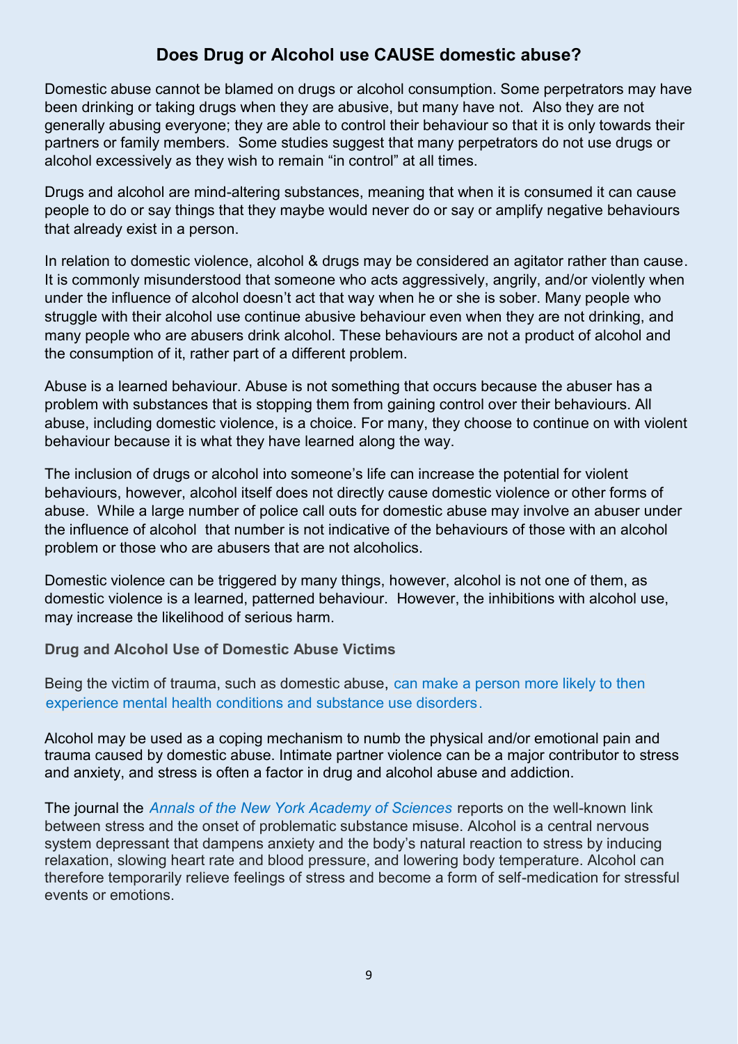## Does Drug or Alcohol use CAUSE domestic abuse?

Domestic abuse cannot be blamed on drugs or alcohol consumption. Some perpetrators may have been drinking or taking drugs when they are abusive, but many have not. Also they are not generally abusing everyone; they are able to control their behaviour so that it is only towards their partners or family members. Some studies suggest that many perpetrators do not use drugs or alcohol excessively as they wish to remain "in control" at all times.

Drugs and alcohol are mind-altering substances, meaning that when it is consumed it can cause people to do or say things that they maybe would never do or say or amplify negative behaviours that already exist in a person.

In relation to domestic violence, alcohol & drugs may be considered an agitator rather than cause. It is commonly misunderstood that someone who acts aggressively, angrily, and/or violently when under the influence of alcohol doesn't act that way when he or she is sober. Many people who struggle with their alcohol use continue abusive behaviour even when they are not drinking, and many people who are abusers drink alcohol. These behaviours are not a product of alcohol and the consumption of it, rather part of a different problem.

Abuse is a learned behaviour. Abuse is not something that occurs because the abuser has a problem with substances that is stopping them from gaining control over their behaviours. All abuse, including domestic violence, is a choice. For many, they choose to continue on with violent behaviour because it is what they have learned along the way.

The inclusion of drugs or alcohol into someone's life can increase the potential for violent behaviours, however, alcohol itself does not directly cause domestic violence or other forms of abuse. While a large number of police call outs for domestic abuse may involve an abuser under the influence of alcohol that number is not indicative of the behaviours of those with an alcohol problem or those who are abusers that are not alcoholics.

Domestic violence can be triggered by many things, however, alcohol is not one of them, as domestic violence is a learned, patterned behaviour. However, the inhibitions with alcohol use, may increase the likelihood of serious harm.

### Drug and Alcohol Use of Domestic Abuse Victims

Being the victim of trauma, such as domestic abuse, can make a person more likely to then experience mental health conditions and substance use disorders.

Alcohol may be used as a coping mechanism to numb the physical and/or emotional pain and trauma caused by domestic abuse. Intimate partner violence can be a major contributor to stress and anxiety, and stress is often a factor in drug and alcohol abuse and addiction.

The journal the *Annals of the New York Academy of Sciences* reports on the well-known link between stress and the onset of problematic substance misuse. Alcohol is a central nervous system depressant that dampens anxiety and the body's natural reaction to stress by inducing relaxation, slowing heart rate and blood pressure, and lowering body temperature. Alcohol can therefore temporarily relieve feelings of stress and become a form of self-medication for stressful events or emotions.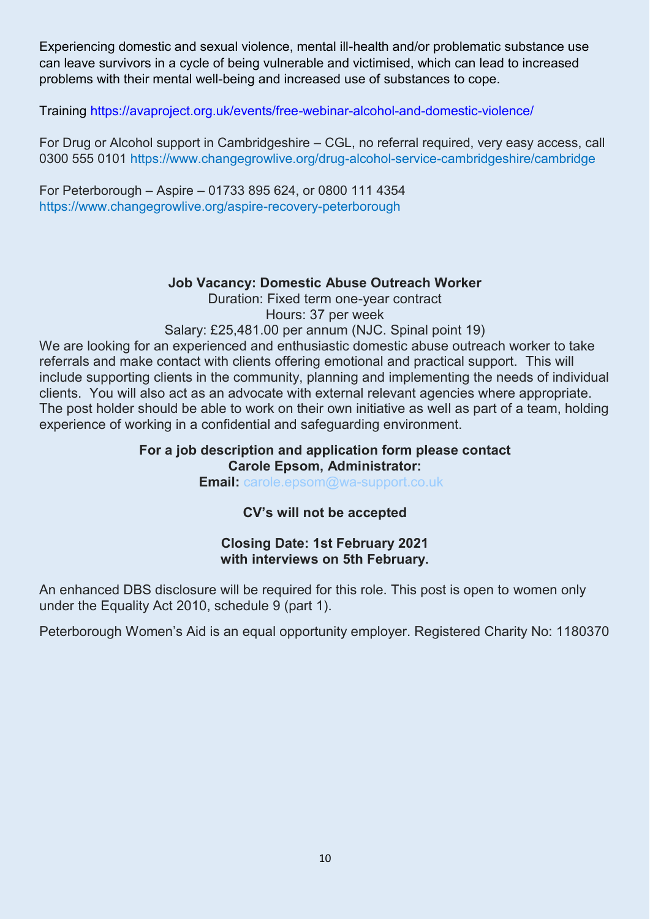Experiencing domestic and sexual violence, mental ill-health and/or problematic substance use can leave survivors in a cycle of being vulnerable and victimised, which can lead to increased problems with their mental well-being and increased use of substances to cope.

Training https://avaproject.org.uk/events/free-webinar-alcohol-and-domestic-violence/

For Drug or Alcohol support in Cambridgeshire – CGL, no referral required, very easy access, call 0300 555 0101 https://www.changegrowlive.org/drug-alcohol-service-cambridgeshire/cambridge

For Peterborough – Aspire – 01733 895 624, or 0800 111 4354
https://www.changegrowlive.org/aspire-recovery-peterborough

**Job Vacancy: Domestic Abuse Outreach Worker**

Duration: Fixed term one-year contract

Hours: 37 per week

Salary: £25,481.00 per annum (NJC. Spinal point 19)

We are looking for an experienced and enthusiastic domestic abuse outreach worker to take referrals and make contact with clients offering emotional and practical support. This will include supporting clients in the community, planning and implementing the needs of individual clients. You will also act as an advocate with external relevant agencies where appropriate. The post holder should be able to work on their own initiative as well as part of a team, holding experience of working in a confidential and safeguarding environment.

**For a job description and application form please contact**
**Carole Epsom, Administrator:**
**Email:** carole.epsom@wa-support.co.uk

**CV's will not be accepted**

**Closing Date: 1st February 2021**
**with interviews on 5th February.**

An enhanced DBS disclosure will be required for this role. This post is open to women only under the Equality Act 2010, schedule 9 (part 1).

Peterborough Women's Aid is an equal opportunity employer. Registered Charity No: 1180370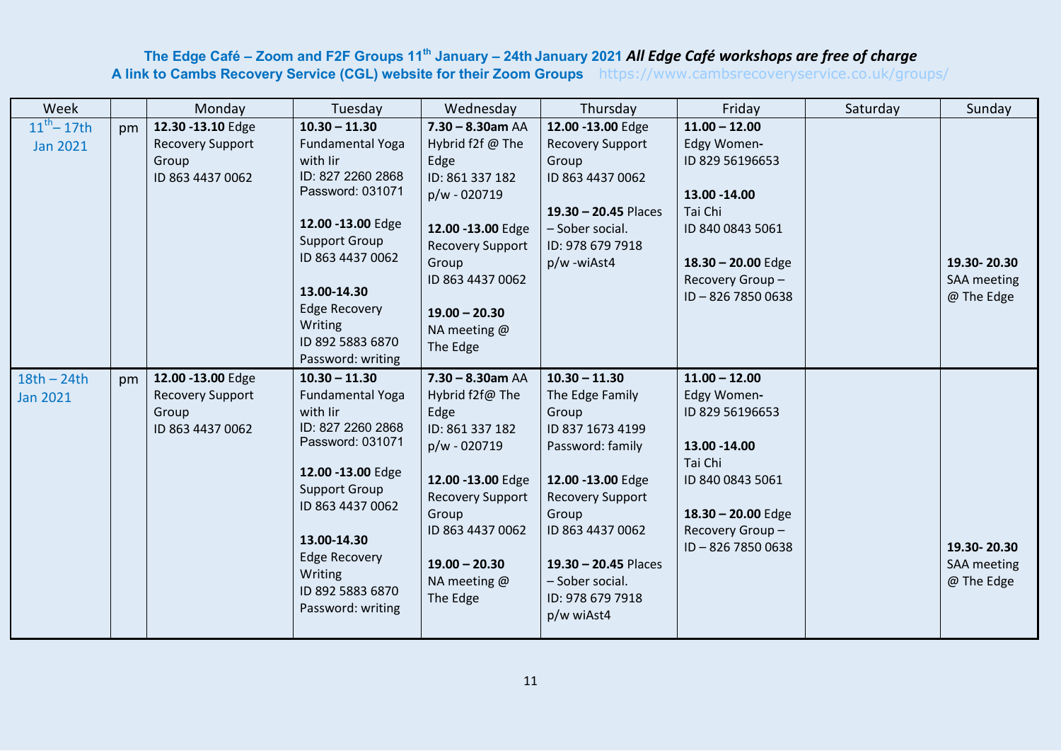**The Edge Café – Zoom and F2F Groups 11th January – 24th January 2021** ***All Edge Café workshops are free of charge***

**A link to Cambs Recovery Service (CGL) website for their Zoom Groups** https://www.cambsrecoveryservice.co.uk/groups/

| Week | | Monday | Tuesday | Wednesday | Thursday | Friday | Saturday | Sunday |
|---|---|---|---|---|---|---|---|---|
| 11th – 17th Jan 2021 | pm | **12.30 -13.10** Edge Recovery Support Group ID 863 4437 0062 | **10.30 – 11.30** Fundamental Yoga with Iir ID: 827 2260 2868 Password: 031071<br><br>**12.00 -13.00** Edge Support Group ID 863 4437 0062<br><br>**13.00-14.30** Edge Recovery Writing ID 892 5883 6870 Password: writing | **7.30 – 8.30am** AA Hybrid f2f @ The Edge ID: 861 337 182 p/w - 020719<br><br>**12.00 -13.00** Edge Recovery Support Group ID 863 4437 0062<br><br>**19.00 – 20.30** NA meeting @ The Edge | **12.00 -13.00** Edge Recovery Support Group ID 863 4437 0062<br><br>**19.30 – 20.45** Places – Sober social. ID: 978 679 7918 p/w -wiAst4 | **11.00 – 12.00** Edgy Women- ID 829 56196653<br><br>**13.00 -14.00** Tai Chi ID 840 0843 5061<br><br>**18.30 – 20.00** Edge Recovery Group – ID – 826 7850 0638 | | **19.30- 20.30** SAA meeting @ The Edge |
| 18th – 24th Jan 2021 | pm | **12.00 -13.00** Edge Recovery Support Group ID 863 4437 0062 | **10.30 – 11.30** Fundamental Yoga with Iir ID: 827 2260 2868 Password: 031071<br><br>**12.00 -13.00** Edge Support Group ID 863 4437 0062<br><br>**13.00-14.30** Edge Recovery Writing ID 892 5883 6870 Password: writing | **7.30 – 8.30am** AA Hybrid f2f@ The Edge ID: 861 337 182 p/w - 020719<br><br>**12.00 -13.00** Edge Recovery Support Group ID 863 4437 0062<br><br>**19.00 – 20.30** NA meeting @ The Edge | **10.30 – 11.30** The Edge Family Group ID 837 1673 4199 Password: family<br><br>**12.00 -13.00** Edge Recovery Support Group ID 863 4437 0062<br><br>**19.30 – 20.45** Places – Sober social. ID: 978 679 7918 p/w wiAst4 | **11.00 – 12.00** Edgy Women- ID 829 56196653<br><br>**13.00 -14.00** Tai Chi ID 840 0843 5061<br><br>**18.30 – 20.00** Edge Recovery Group – ID – 826 7850 0638 | | **19.30- 20.30** SAA meeting @ The Edge |